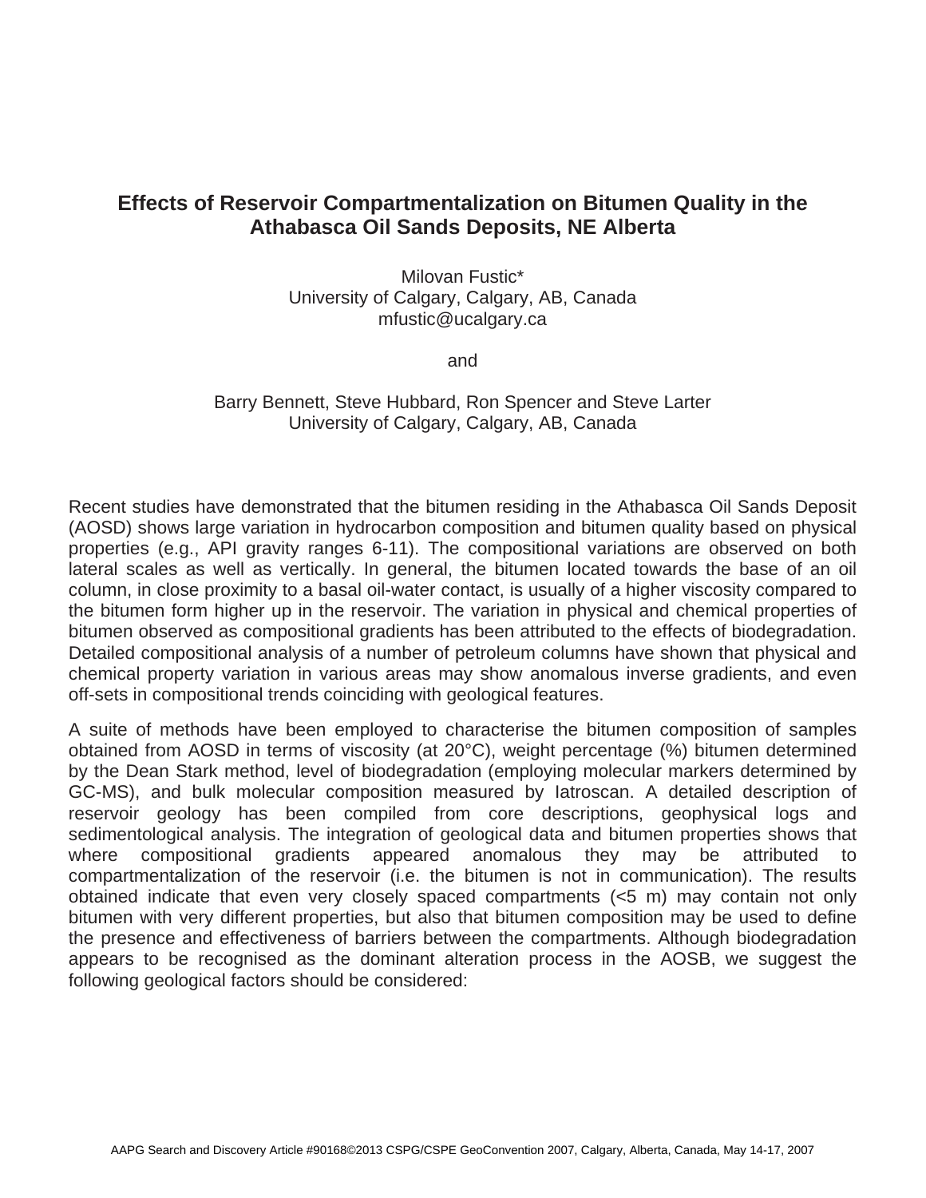# Effects of Reservoir Compartmentalization on Bitumen Quality in the Athabasca Oil Sands Deposits, NE Alberta

Milovan Fustic*
University of Calgary, Calgary, AB, Canada
mfustic@ucalgary.ca

and

Barry Bennett, Steve Hubbard, Ron Spencer and Steve Larter
University of Calgary, Calgary, AB, Canada

Recent studies have demonstrated that the bitumen residing in the Athabasca Oil Sands Deposit (AOSD) shows large variation in hydrocarbon composition and bitumen quality based on physical properties (e.g., API gravity ranges 6-11). The compositional variations are observed on both lateral scales as well as vertically. In general, the bitumen located towards the base of an oil column, in close proximity to a basal oil-water contact, is usually of a higher viscosity compared to the bitumen form higher up in the reservoir. The variation in physical and chemical properties of bitumen observed as compositional gradients has been attributed to the effects of biodegradation. Detailed compositional analysis of a number of petroleum columns have shown that physical and chemical property variation in various areas may show anomalous inverse gradients, and even off-sets in compositional trends coinciding with geological features.

A suite of methods have been employed to characterise the bitumen composition of samples obtained from AOSD in terms of viscosity (at 20°C), weight percentage (%) bitumen determined by the Dean Stark method, level of biodegradation (employing molecular markers determined by GC-MS), and bulk molecular composition measured by Iatroscan. A detailed description of reservoir geology has been compiled from core descriptions, geophysical logs and sedimentological analysis. The integration of geological data and bitumen properties shows that where compositional gradients appeared anomalous they may be attributed to compartmentalization of the reservoir (i.e. the bitumen is not in communication). The results obtained indicate that even very closely spaced compartments (<5 m) may contain not only bitumen with very different properties, but also that bitumen composition may be used to define the presence and effectiveness of barriers between the compartments. Although biodegradation appears to be recognised as the dominant alteration process in the AOSB, we suggest the following geological factors should be considered: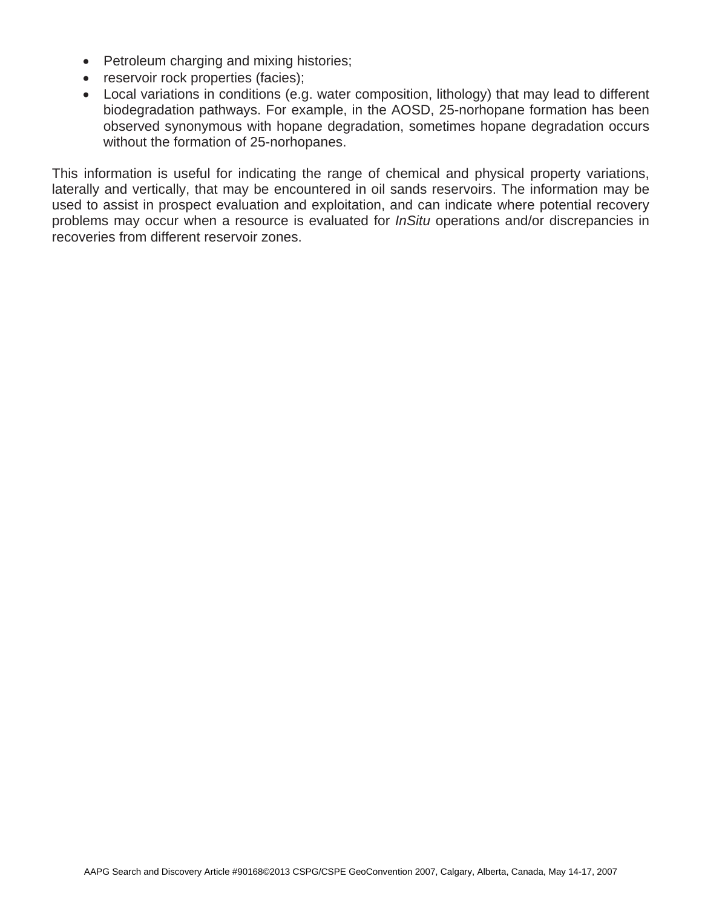- Petroleum charging and mixing histories;
- reservoir rock properties (facies);
- Local variations in conditions (e.g. water composition, lithology) that may lead to different biodegradation pathways. For example, in the AOSD, 25-norhopane formation has been observed synonymous with hopane degradation, sometimes hopane degradation occurs without the formation of 25-norhopanes.

This information is useful for indicating the range of chemical and physical property variations, laterally and vertically, that may be encountered in oil sands reservoirs. The information may be used to assist in prospect evaluation and exploitation, and can indicate where potential recovery problems may occur when a resource is evaluated for *InSitu* operations and/or discrepancies in recoveries from different reservoir zones.